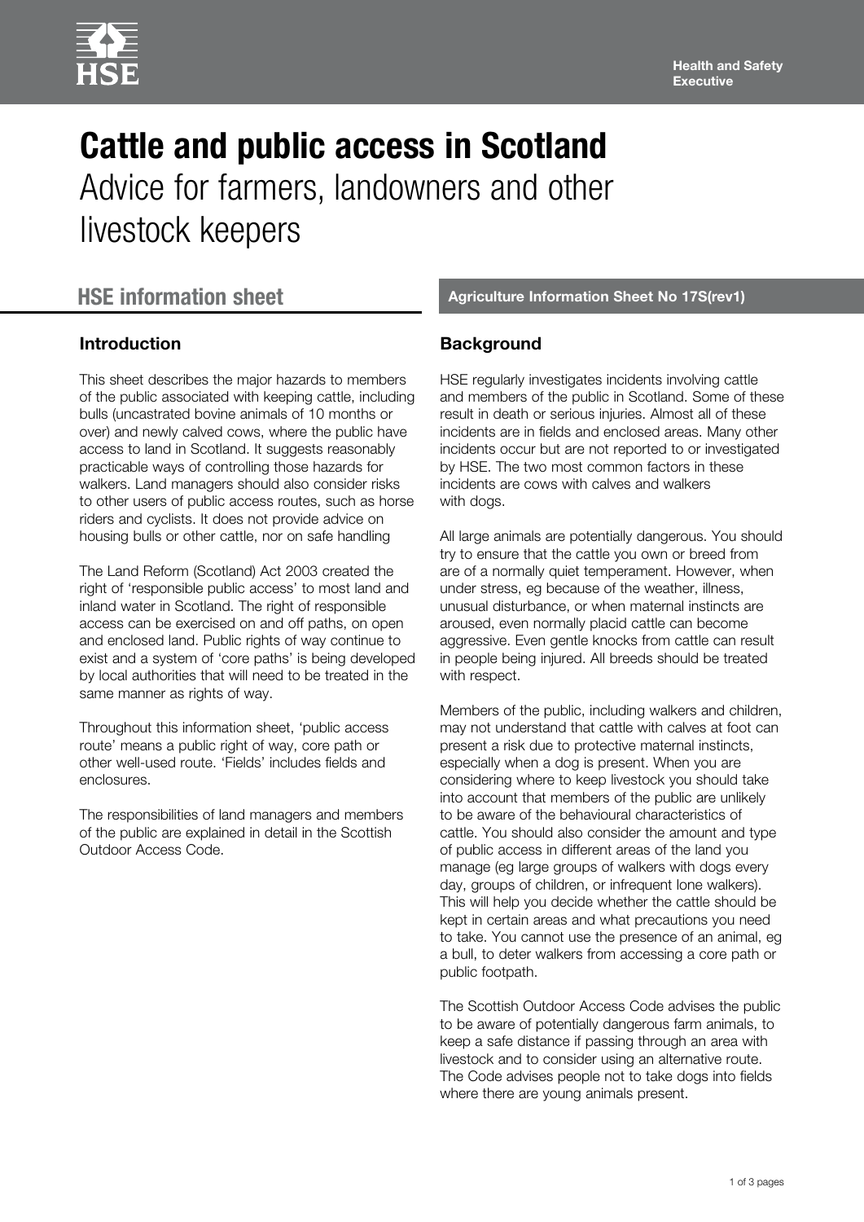Health and Safety Executive

# Cattle and public access in Scotland

Advice for farmers, landowners and other livestock keepers

## HSE information sheet

**Agriculture Information Sheet No 17S(rev1)**

### Introduction

This sheet describes the major hazards to members of the public associated with keeping cattle, including bulls (uncastrated bovine animals of 10 months or over) and newly calved cows, where the public have access to land in Scotland. It suggests reasonably practicable ways of controlling those hazards for walkers. Land managers should also consider risks to other users of public access routes, such as horse riders and cyclists. It does not provide advice on housing bulls or other cattle, nor on safe handling

The Land Reform (Scotland) Act 2003 created the right of 'responsible public access' to most land and inland water in Scotland. The right of responsible access can be exercised on and off paths, on open and enclosed land. Public rights of way continue to exist and a system of 'core paths' is being developed by local authorities that will need to be treated in the same manner as rights of way.

Throughout this information sheet, 'public access route' means a public right of way, core path or other well-used route. 'Fields' includes fields and enclosures.

The responsibilities of land managers and members of the public are explained in detail in the Scottish Outdoor Access Code.

### Background

HSE regularly investigates incidents involving cattle and members of the public in Scotland. Some of these result in death or serious injuries. Almost all of these incidents are in fields and enclosed areas. Many other incidents occur but are not reported to or investigated by HSE. The two most common factors in these incidents are cows with calves and walkers with dogs.

All large animals are potentially dangerous. You should try to ensure that the cattle you own or breed from are of a normally quiet temperament. However, when under stress, eg because of the weather, illness, unusual disturbance, or when maternal instincts are aroused, even normally placid cattle can become aggressive. Even gentle knocks from cattle can result in people being injured. All breeds should be treated with respect.

Members of the public, including walkers and children, may not understand that cattle with calves at foot can present a risk due to protective maternal instincts, especially when a dog is present. When you are considering where to keep livestock you should take into account that members of the public are unlikely to be aware of the behavioural characteristics of cattle. You should also consider the amount and type of public access in different areas of the land you manage (eg large groups of walkers with dogs every day, groups of children, or infrequent lone walkers). This will help you decide whether the cattle should be kept in certain areas and what precautions you need to take. You cannot use the presence of an animal, eg a bull, to deter walkers from accessing a core path or public footpath.

The Scottish Outdoor Access Code advises the public to be aware of potentially dangerous farm animals, to keep a safe distance if passing through an area with livestock and to consider using an alternative route. The Code advises people not to take dogs into fields where there are young animals present.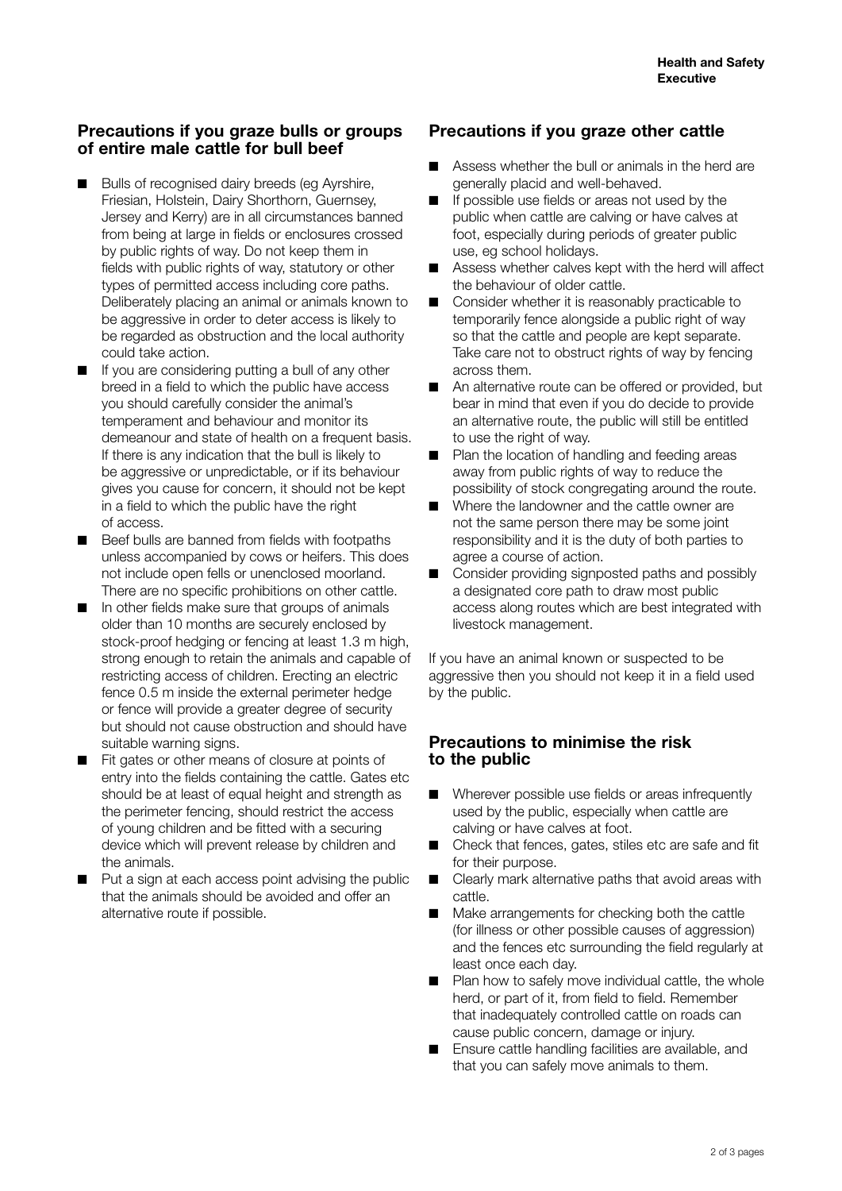## Precautions if you graze bulls or groups of entire male cattle for bull beef

- Bulls of recognised dairy breeds (eg Ayrshire, Friesian, Holstein, Dairy Shorthorn, Guernsey, Jersey and Kerry) are in all circumstances banned from being at large in fields or enclosures crossed by public rights of way. Do not keep them in fields with public rights of way, statutory or other types of permitted access including core paths. Deliberately placing an animal or animals known to be aggressive in order to deter access is likely to be regarded as obstruction and the local authority could take action.
- If you are considering putting a bull of any other breed in a field to which the public have access you should carefully consider the animal's temperament and behaviour and monitor its demeanour and state of health on a frequent basis. If there is any indication that the bull is likely to be aggressive or unpredictable, or if its behaviour gives you cause for concern, it should not be kept in a field to which the public have the right of access.
- Beef bulls are banned from fields with footpaths unless accompanied by cows or heifers. This does not include open fells or unenclosed moorland. There are no specific prohibitions on other cattle.
- In other fields make sure that groups of animals older than 10 months are securely enclosed by stock-proof hedging or fencing at least 1.3 m high, strong enough to retain the animals and capable of restricting access of children. Erecting an electric fence 0.5 m inside the external perimeter hedge or fence will provide a greater degree of security but should not cause obstruction and should have suitable warning signs.
- Fit gates or other means of closure at points of entry into the fields containing the cattle. Gates etc should be at least of equal height and strength as the perimeter fencing, should restrict the access of young children and be fitted with a securing device which will prevent release by children and the animals.
- Put a sign at each access point advising the public that the animals should be avoided and offer an alternative route if possible.

## Precautions if you graze other cattle

- Assess whether the bull or animals in the herd are generally placid and well-behaved.
- If possible use fields or areas not used by the public when cattle are calving or have calves at foot, especially during periods of greater public use, eg school holidays.
- Assess whether calves kept with the herd will affect the behaviour of older cattle.
- Consider whether it is reasonably practicable to temporarily fence alongside a public right of way so that the cattle and people are kept separate. Take care not to obstruct rights of way by fencing across them.
- An alternative route can be offered or provided, but bear in mind that even if you do decide to provide an alternative route, the public will still be entitled to use the right of way.
- Plan the location of handling and feeding areas away from public rights of way to reduce the possibility of stock congregating around the route.
- Where the landowner and the cattle owner are not the same person there may be some joint responsibility and it is the duty of both parties to agree a course of action.
- Consider providing signposted paths and possibly a designated core path to draw most public access along routes which are best integrated with livestock management.

If you have an animal known or suspected to be aggressive then you should not keep it in a field used by the public.

## Precautions to minimise the risk to the public

- Wherever possible use fields or areas infrequently used by the public, especially when cattle are calving or have calves at foot.
- Check that fences, gates, stiles etc are safe and fit for their purpose.
- Clearly mark alternative paths that avoid areas with cattle.
- Make arrangements for checking both the cattle (for illness or other possible causes of aggression) and the fences etc surrounding the field regularly at least once each day.
- Plan how to safely move individual cattle, the whole herd, or part of it, from field to field. Remember that inadequately controlled cattle on roads can cause public concern, damage or injury.
- Ensure cattle handling facilities are available, and that you can safely move animals to them.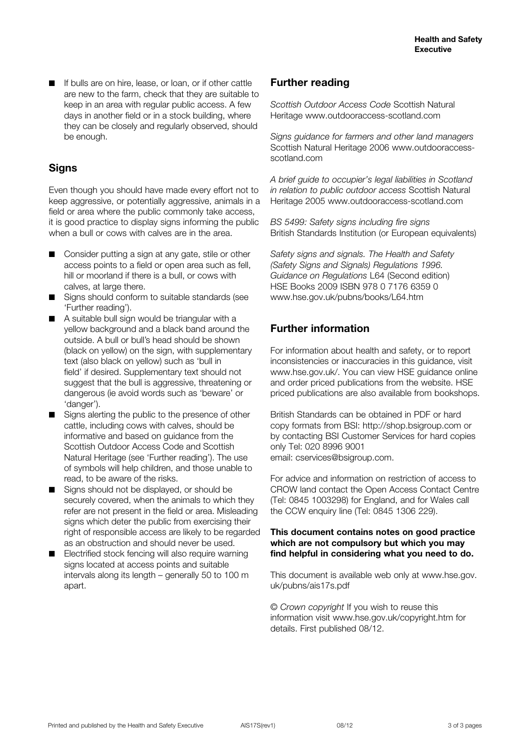- If bulls are on hire, lease, or loan, or if other cattle are new to the farm, check that they are suitable to keep in an area with regular public access. A few days in another field or in a stock building, where they can be closely and regularly observed, should be enough.

## Signs

Even though you should have made every effort not to keep aggressive, or potentially aggressive, animals in a field or area where the public commonly take access, it is good practice to display signs informing the public when a bull or cows with calves are in the area.

- Consider putting a sign at any gate, stile or other access points to a field or open area such as fell, hill or moorland if there is a bull, or cows with calves, at large there.
- Signs should conform to suitable standards (see 'Further reading').
- A suitable bull sign would be triangular with a yellow background and a black band around the outside. A bull or bull's head should be shown (black on yellow) on the sign, with supplementary text (also black on yellow) such as 'bull in field' if desired. Supplementary text should not suggest that the bull is aggressive, threatening or dangerous (ie avoid words such as 'beware' or 'danger').
- Signs alerting the public to the presence of other cattle, including cows with calves, should be informative and based on guidance from the Scottish Outdoor Access Code and Scottish Natural Heritage (see 'Further reading'). The use of symbols will help children, and those unable to read, to be aware of the risks.
- Signs should not be displayed, or should be securely covered, when the animals to which they refer are not present in the field or area. Misleading signs which deter the public from exercising their right of responsible access are likely to be regarded as an obstruction and should never be used.
- Electrified stock fencing will also require warning signs located at access points and suitable intervals along its length – generally 50 to 100 m apart.

## Further reading

*Scottish Outdoor Access Code* Scottish Natural Heritage www.outdooraccess-scotland.com

*Signs guidance for farmers and other land managers* Scottish Natural Heritage 2006 www.outdooraccess-scotland.com

*A brief guide to occupier's legal liabilities in Scotland in relation to public outdoor access* Scottish Natural Heritage 2005 www.outdooraccess-scotland.com

*BS 5499: Safety signs including fire signs* British Standards Institution (or European equivalents)

*Safety signs and signals. The Health and Safety (Safety Signs and Signals) Regulations 1996. Guidance on Regulations* L64 (Second edition) HSE Books 2009 ISBN 978 0 7176 6359 0 www.hse.gov.uk/pubns/books/L64.htm

## Further information

For information about health and safety, or to report inconsistencies or inaccuracies in this guidance, visit www.hse.gov.uk/. You can view HSE guidance online and order priced publications from the website. HSE priced publications are also available from bookshops.

British Standards can be obtained in PDF or hard copy formats from BSI: http://shop.bsigroup.com or by contacting BSI Customer Services for hard copies only Tel: 020 8996 9001 email: cservices@bsigroup.com.

For advice and information on restriction of access to CROW land contact the Open Access Contact Centre (Tel: 0845 1003298) for England, and for Wales call the CCW enquiry line (Tel: 0845 1306 229).

**This document contains notes on good practice which are not compulsory but which you may find helpful in considering what you need to do.**

This document is available web only at www.hse.gov.uk/pubns/ais17s.pdf

© *Crown copyright* If you wish to reuse this information visit www.hse.gov.uk/copyright.htm for details. First published 08/12.

Printed and published by the Health and Safety Executive AIS17S(rev1) 08/12